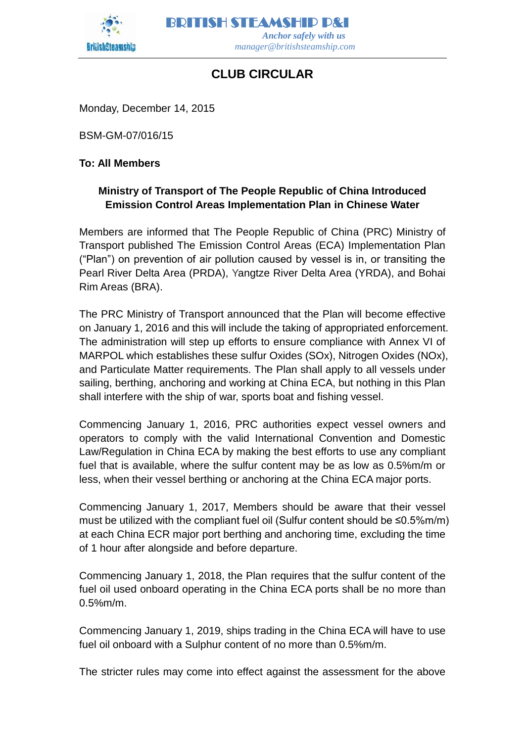**BRITISH STEAMSHIP P&I**

*Anchor safely with us*

*manager@britishsteamship.com*

# CLUB CIRCULAR

Monday, December 14, 2015

BSM-GM-07/016/15

**To: All Members**

**Ministry of Transport of The People Republic of China Introduced Emission Control Areas Implementation Plan in Chinese Water**

Members are informed that The People Republic of China (PRC) Ministry of Transport published The Emission Control Areas (ECA) Implementation Plan ("Plan") on prevention of air pollution caused by vessel is in, or transiting the Pearl River Delta Area (PRDA), Yangtze River Delta Area (YRDA), and Bohai Rim Areas (BRA).

The PRC Ministry of Transport announced that the Plan will become effective on January 1, 2016 and this will include the taking of appropriated enforcement. The administration will step up efforts to ensure compliance with Annex VI of MARPOL which establishes these sulfur Oxides (SOx), Nitrogen Oxides (NOx), and Particulate Matter requirements. The Plan shall apply to all vessels under sailing, berthing, anchoring and working at China ECA, but nothing in this Plan shall interfere with the ship of war, sports boat and fishing vessel.

Commencing January 1, 2016, PRC authorities expect vessel owners and operators to comply with the valid International Convention and Domestic Law/Regulation in China ECA by making the best efforts to use any compliant fuel that is available, where the sulfur content may be as low as 0.5%m/m or less, when their vessel berthing or anchoring at the China ECA major ports.

Commencing January 1, 2017, Members should be aware that their vessel must be utilized with the compliant fuel oil (Sulfur content should be ≤0.5%m/m) at each China ECR major port berthing and anchoring time, excluding the time of 1 hour after alongside and before departure.

Commencing January 1, 2018, the Plan requires that the sulfur content of the fuel oil used onboard operating in the China ECA ports shall be no more than 0.5%m/m.

Commencing January 1, 2019, ships trading in the China ECA will have to use fuel oil onboard with a Sulphur content of no more than 0.5%m/m.

The stricter rules may come into effect against the assessment for the above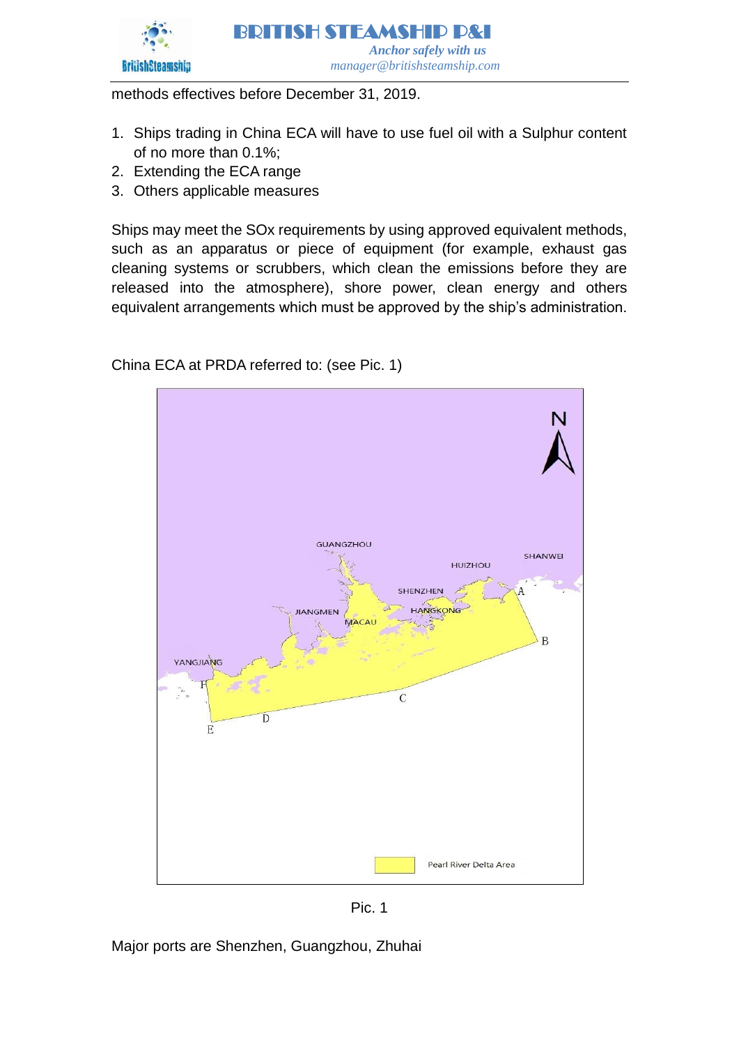methods effectives before December 31, 2019.

1. Ships trading in China ECA will have to use fuel oil with a Sulphur content of no more than 0.1%;
2. Extending the ECA range
3. Others applicable measures

Ships may meet the SOx requirements by using approved equivalent methods, such as an apparatus or piece of equipment (for example, exhaust gas cleaning systems or scrubbers, which clean the emissions before they are released into the atmosphere), shore power, clean energy and others equivalent arrangements which must be approved by the ship's administration.

China ECA at PRDA referred to: (see Pic. 1)

Pic. 1

Major ports are Shenzhen, Guangzhou, Zhuhai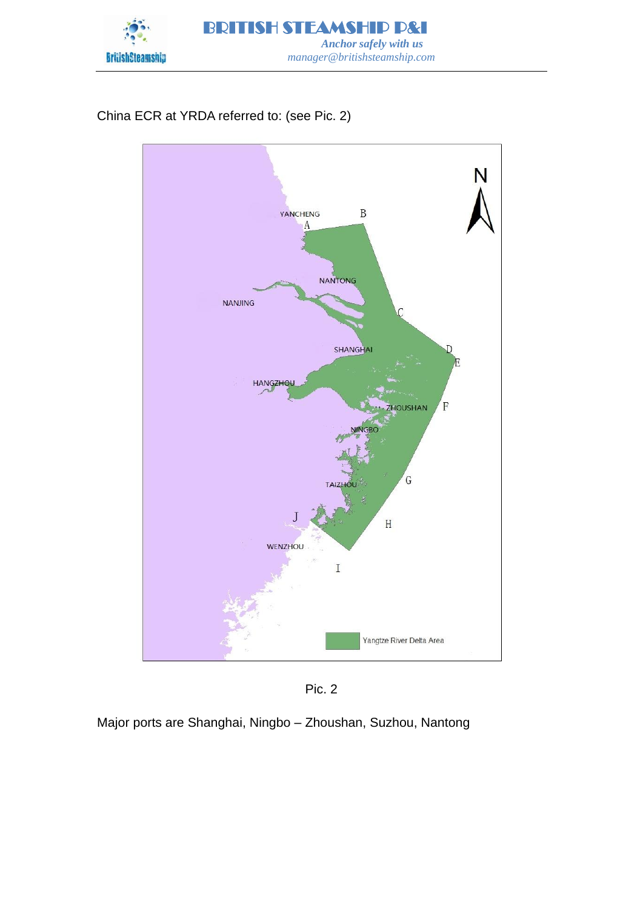China ECR at YRDA referred to: (see Pic. 2)

Pic. 2

Major ports are Shanghai, Ningbo – Zhoushan, Suzhou, Nantong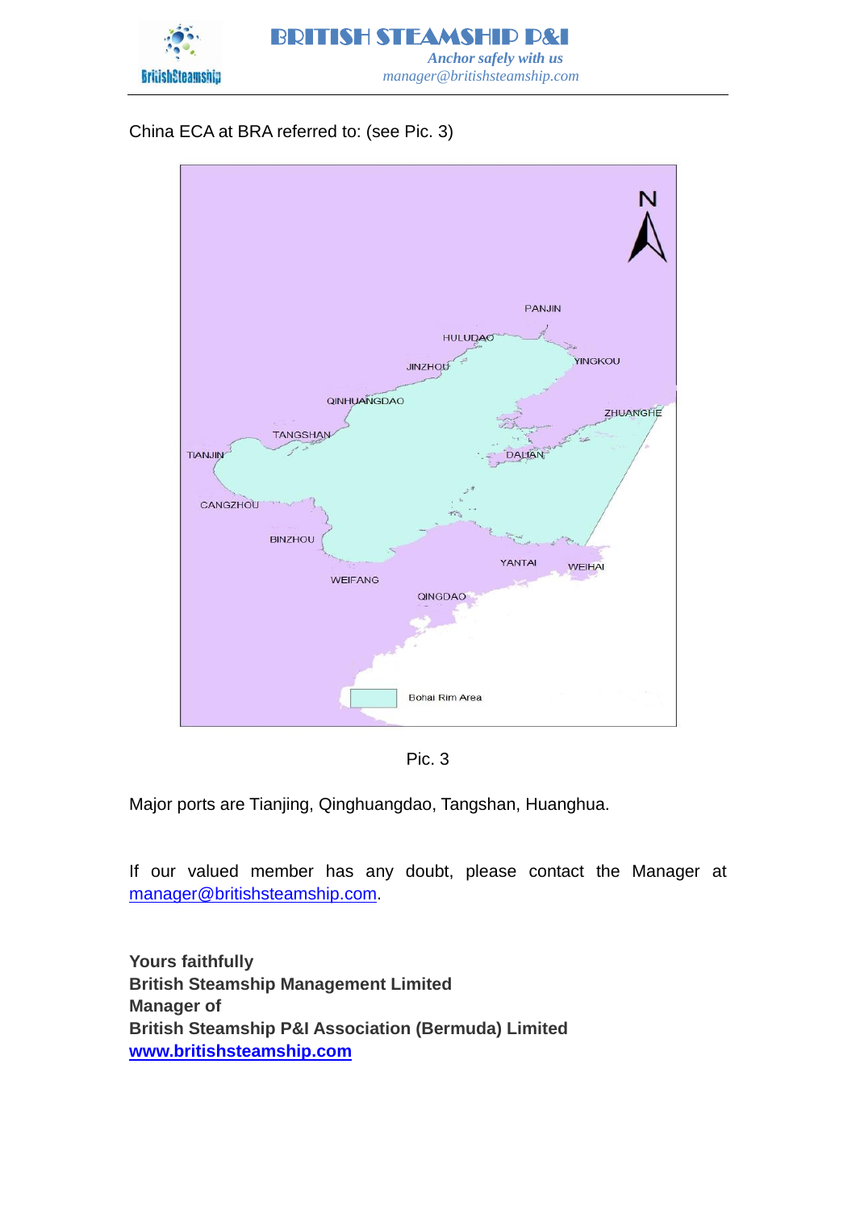China ECA at BRA referred to: (see Pic. 3)

N

PANJIN

HULUDAO

YINGKOU

JINZHOU

QINHUANGDAO

ZHUANGHE

TANGSHAN

TIANJIN

DALIAN

CANGZHOU

BINZHOU

YANTAI

WEIHAI

WEIFANG

QINGDAO

Bohai Rim Area

Pic. 3

Major ports are Tianjing, Qinghuangdao, Tangshan, Huanghua.

If our valued member has any doubt, please contact the Manager at manager@britishsteamship.com.

**Yours faithfully**
**British Steamship Management Limited**
**Manager of**
**British Steamship P&I Association (Bermuda) Limited**
**www.britishsteamship.com**